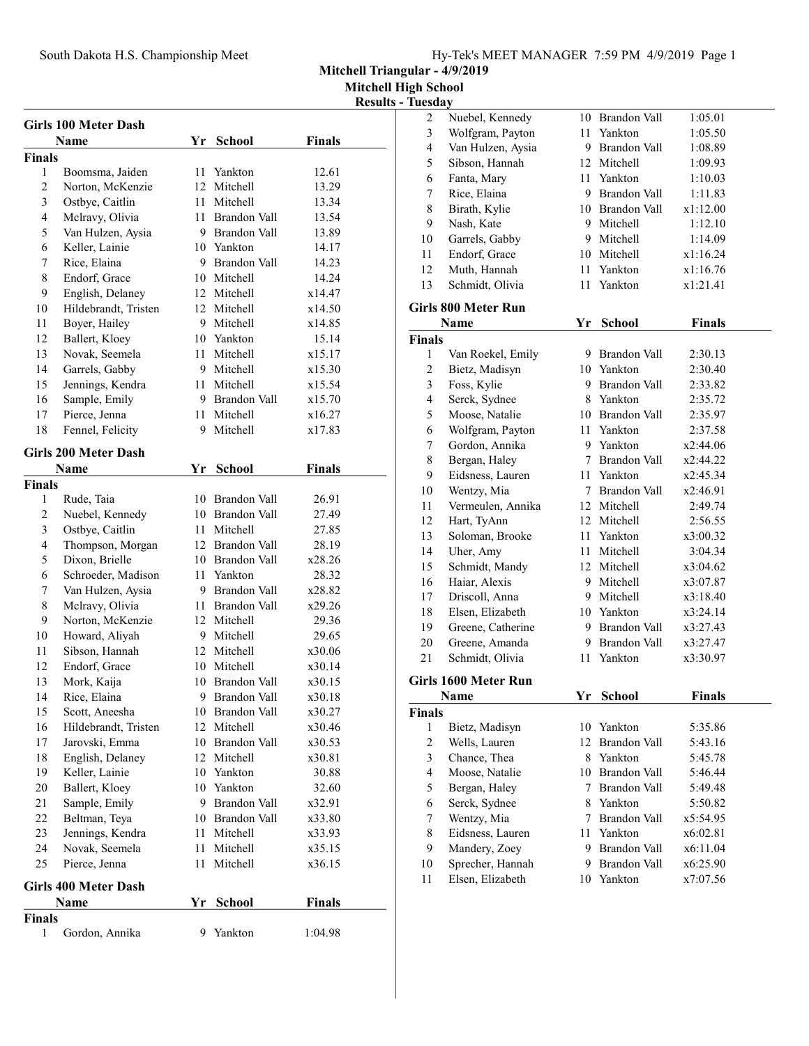## Mitchell Triangular - 4/9/2019

### Mitchell High School

### Results - Tuesday

### Girls 100 Meter Dash

| | Name | Yr | School | Finals |
|---|---|---|---|---|
| **Finals** | | | | |
| 1 | Boomsma, Jaiden | 11 | Yankton | 12.61 |
| 2 | Norton, McKenzie | 12 | Mitchell | 13.29 |
| 3 | Ostbye, Caitlin | 11 | Mitchell | 13.34 |
| 4 | Mclravy, Olivia | 11 | Brandon Vall | 13.54 |
| 5 | Van Hulzen, Aysia | 9 | Brandon Vall | 13.89 |
| 6 | Keller, Lainie | 10 | Yankton | 14.17 |
| 7 | Rice, Elaina | 9 | Brandon Vall | 14.23 |
| 8 | Endorf, Grace | 10 | Mitchell | 14.24 |
| 9 | English, Delaney | 12 | Mitchell | x14.47 |
| 10 | Hildebrandt, Tristen | 12 | Mitchell | x14.50 |
| 11 | Boyer, Hailey | 9 | Mitchell | x14.85 |
| 12 | Ballert, Kloey | 10 | Yankton | 15.14 |
| 13 | Novak, Seemela | 11 | Mitchell | x15.17 |
| 14 | Garrels, Gabby | 9 | Mitchell | x15.30 |
| 15 | Jennings, Kendra | 11 | Mitchell | x15.54 |
| 16 | Sample, Emily | 9 | Brandon Vall | x15.70 |
| 17 | Pierce, Jenna | 11 | Mitchell | x16.27 |
| 18 | Fennel, Felicity | 9 | Mitchell | x17.83 |

### Girls 200 Meter Dash

| | Name | Yr | School | Finals |
|---|---|---|---|---|
| **Finals** | | | | |
| 1 | Rude, Taia | 10 | Brandon Vall | 26.91 |
| 2 | Nuebel, Kennedy | 10 | Brandon Vall | 27.49 |
| 3 | Ostbye, Caitlin | 11 | Mitchell | 27.85 |
| 4 | Thompson, Morgan | 12 | Brandon Vall | 28.19 |
| 5 | Dixon, Brielle | 10 | Brandon Vall | x28.26 |
| 6 | Schroeder, Madison | 11 | Yankton | 28.32 |
| 7 | Van Hulzen, Aysia | 9 | Brandon Vall | x28.82 |
| 8 | Mclravy, Olivia | 11 | Brandon Vall | x29.26 |
| 9 | Norton, McKenzie | 12 | Mitchell | 29.36 |
| 10 | Howard, Aliyah | 9 | Mitchell | 29.65 |
| 11 | Sibson, Hannah | 12 | Mitchell | x30.06 |
| 12 | Endorf, Grace | 10 | Mitchell | x30.14 |
| 13 | Mork, Kaija | 10 | Brandon Vall | x30.15 |
| 14 | Rice, Elaina | 9 | Brandon Vall | x30.18 |
| 15 | Scott, Aneesha | 10 | Brandon Vall | x30.27 |
| 16 | Hildebrandt, Tristen | 12 | Mitchell | x30.46 |
| 17 | Jarovski, Emma | 10 | Brandon Vall | x30.53 |
| 18 | English, Delaney | 12 | Mitchell | x30.81 |
| 19 | Keller, Lainie | 10 | Yankton | 30.88 |
| 20 | Ballert, Kloey | 10 | Yankton | 32.60 |
| 21 | Sample, Emily | 9 | Brandon Vall | x32.91 |
| 22 | Beltman, Teya | 10 | Brandon Vall | x33.80 |
| 23 | Jennings, Kendra | 11 | Mitchell | x33.93 |
| 24 | Novak, Seemela | 11 | Mitchell | x35.15 |
| 25 | Pierce, Jenna | 11 | Mitchell | x36.15 |

### Girls 400 Meter Dash

| | Name | Yr | School | Finals |
|---|---|---|---|---|
| **Finals** | | | | |
| 1 | Gordon, Annika | 9 | Yankton | 1:04.98 |
| 2 | Nuebel, Kennedy | 10 | Brandon Vall | 1:05.01 |
| 3 | Wolfgram, Payton | 11 | Yankton | 1:05.50 |
| 4 | Van Hulzen, Aysia | 9 | Brandon Vall | 1:08.89 |
| 5 | Sibson, Hannah | 12 | Mitchell | 1:09.93 |
| 6 | Fanta, Mary | 11 | Yankton | 1:10.03 |
| 7 | Rice, Elaina | 9 | Brandon Vall | 1:11.83 |
| 8 | Birath, Kylie | 10 | Brandon Vall | x1:12.00 |
| 9 | Nash, Kate | 9 | Mitchell | 1:12.10 |
| 10 | Garrels, Gabby | 9 | Mitchell | 1:14.09 |
| 11 | Endorf, Grace | 10 | Mitchell | x1:16.24 |
| 12 | Muth, Hannah | 11 | Yankton | x1:16.76 |
| 13 | Schmidt, Olivia | 11 | Yankton | x1:21.41 |

### Girls 800 Meter Run

| | Name | Yr | School | Finals |
|---|---|---|---|---|
| **Finals** | | | | |
| 1 | Van Roekel, Emily | 9 | Brandon Vall | 2:30.13 |
| 2 | Bietz, Madisyn | 10 | Yankton | 2:30.40 |
| 3 | Foss, Kylie | 9 | Brandon Vall | 2:33.82 |
| 4 | Serck, Sydnee | 8 | Yankton | 2:35.72 |
| 5 | Moose, Natalie | 10 | Brandon Vall | 2:35.97 |
| 6 | Wolfgram, Payton | 11 | Yankton | 2:37.58 |
| 7 | Gordon, Annika | 9 | Yankton | x2:44.06 |
| 8 | Bergan, Haley | 7 | Brandon Vall | x2:44.22 |
| 9 | Eidsness, Lauren | 11 | Yankton | x2:45.34 |
| 10 | Wentzy, Mia | 7 | Brandon Vall | x2:46.91 |
| 11 | Vermeulen, Annika | 12 | Mitchell | 2:49.74 |
| 12 | Hart, TyAnn | 12 | Mitchell | 2:56.55 |
| 13 | Soloman, Brooke | 11 | Yankton | x3:00.32 |
| 14 | Uher, Amy | 11 | Mitchell | 3:04.34 |
| 15 | Schmidt, Mandy | 12 | Mitchell | x3:04.62 |
| 16 | Haiar, Alexis | 9 | Mitchell | x3:07.87 |
| 17 | Driscoll, Anna | 9 | Mitchell | x3:18.40 |
| 18 | Elsen, Elizabeth | 10 | Yankton | x3:24.14 |
| 19 | Greene, Catherine | 9 | Brandon Vall | x3:27.43 |
| 20 | Greene, Amanda | 9 | Brandon Vall | x3:27.47 |
| 21 | Schmidt, Olivia | 11 | Yankton | x3:30.97 |

### Girls 1600 Meter Run

| | Name | Yr | School | Finals |
|---|---|---|---|---|
| **Finals** | | | | |
| 1 | Bietz, Madisyn | 10 | Yankton | 5:35.86 |
| 2 | Wells, Lauren | 12 | Brandon Vall | 5:43.16 |
| 3 | Chance, Thea | 8 | Yankton | 5:45.78 |
| 4 | Moose, Natalie | 10 | Brandon Vall | 5:46.44 |
| 5 | Bergan, Haley | 7 | Brandon Vall | 5:49.48 |
| 6 | Serck, Sydnee | 8 | Yankton | 5:50.82 |
| 7 | Wentzy, Mia | 7 | Brandon Vall | x5:54.95 |
| 8 | Eidsness, Lauren | 11 | Yankton | x6:02.81 |
| 9 | Mandery, Zoey | 9 | Brandon Vall | x6:11.04 |
| 10 | Sprecher, Hannah | 9 | Brandon Vall | x6:25.90 |
| 11 | Elsen, Elizabeth | 10 | Yankton | x7:07.56 |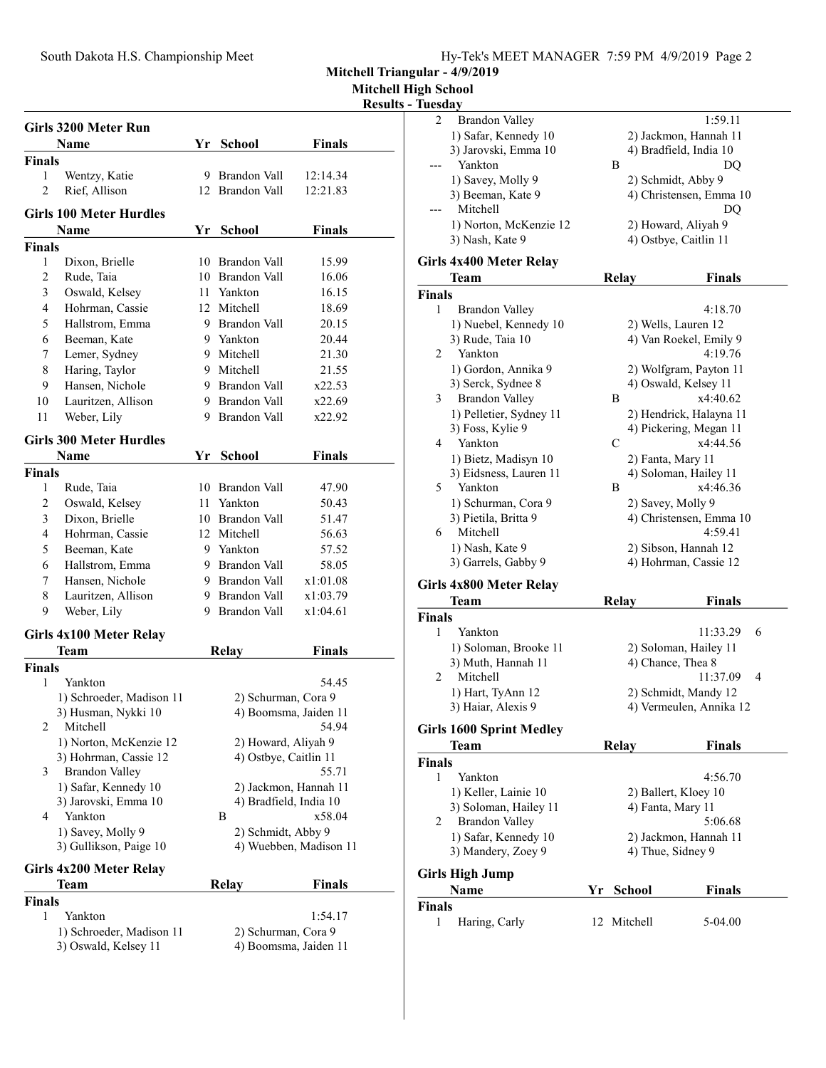## Mitchell Triangular - 4/9/2019

### Mitchell High School

### Results - Tuesday

### Girls 3200 Meter Run

| | Name | Yr | School | Finals |
|---|---|---|---|---|
| **Finals** | | | | |
| 1 | Wentzy, Katie | 9 | Brandon Vall | 12:14.34 |
| 2 | Rief, Allison | 12 | Brandon Vall | 12:21.83 |

### Girls 100 Meter Hurdles

| | Name | Yr | School | Finals |
|---|---|---|---|---|
| **Finals** | | | | |
| 1 | Dixon, Brielle | 10 | Brandon Vall | 15.99 |
| 2 | Rude, Taia | 10 | Brandon Vall | 16.06 |
| 3 | Oswald, Kelsey | 11 | Yankton | 16.15 |
| 4 | Hohrman, Cassie | 12 | Mitchell | 18.69 |
| 5 | Hallstrom, Emma | 9 | Brandon Vall | 20.15 |
| 6 | Beeman, Kate | 9 | Yankton | 20.44 |
| 7 | Lemer, Sydney | 9 | Mitchell | 21.30 |
| 8 | Haring, Taylor | 9 | Mitchell | 21.55 |
| 9 | Hansen, Nichole | 9 | Brandon Vall | x22.53 |
| 10 | Lauritzen, Allison | 9 | Brandon Vall | x22.69 |
| 11 | Weber, Lily | 9 | Brandon Vall | x22.92 |

### Girls 300 Meter Hurdles

| | Name | Yr | School | Finals |
|---|---|---|---|---|
| **Finals** | | | | |
| 1 | Rude, Taia | 10 | Brandon Vall | 47.90 |
| 2 | Oswald, Kelsey | 11 | Yankton | 50.43 |
| 3 | Dixon, Brielle | 10 | Brandon Vall | 51.47 |
| 4 | Hohrman, Cassie | 12 | Mitchell | 56.63 |
| 5 | Beeman, Kate | 9 | Yankton | 57.52 |
| 6 | Hallstrom, Emma | 9 | Brandon Vall | 58.05 |
| 7 | Hansen, Nichole | 9 | Brandon Vall | x1:01.08 |
| 8 | Lauritzen, Allison | 9 | Brandon Vall | x1:03.79 |
| 9 | Weber, Lily | 9 | Brandon Vall | x1:04.61 |

### Girls 4x100 Meter Relay

| | Team | Relay | Finals |
|---|---|---|---|
| **Finals** | | | |
| 1 | Yankton | | 54.45 |
| | 1) Schroeder, Madison 11 | 2) Schurman, Cora 9 | |
| | 3) Husman, Nykki 10 | 4) Boomsma, Jaiden 11 | |
| 2 | Mitchell | | 54.94 |
| | 1) Norton, McKenzie 12 | 2) Howard, Aliyah 9 | |
| | 3) Hohrman, Cassie 12 | 4) Ostbye, Caitlin 11 | |
| 3 | Brandon Valley | | 55.71 |
| | 1) Safar, Kennedy 10 | 2) Jackmon, Hannah 11 | |
| | 3) Jarovski, Emma 10 | 4) Bradfield, India 10 | |
| 4 | Yankton | B | x58.04 |
| | 1) Savey, Molly 9 | 2) Schmidt, Abby 9 | |
| | 3) Gullikson, Paige 10 | 4) Wuebben, Madison 11 | |

### Girls 4x200 Meter Relay

| | Team | Relay | Finals |
|---|---|---|---|
| **Finals** | | | |
| 1 | Yankton | | 1:54.17 |
| | 1) Schroeder, Madison 11 | 2) Schurman, Cora 9 | |
| | 3) Oswald, Kelsey 11 | 4) Boomsma, Jaiden 11 | |
| 2 | Brandon Valley | | 1:59.11 |
| | 1) Safar, Kennedy 10 | 2) Jackmon, Hannah 11 | |
| | 3) Jarovski, Emma 10 | 4) Bradfield, India 10 | |
| --- | Yankton | B | DQ |
| | 1) Savey, Molly 9 | 2) Schmidt, Abby 9 | |
| | 3) Beeman, Kate 9 | 4) Christensen, Emma 10 | |
| --- | Mitchell | | DQ |
| | 1) Norton, McKenzie 12 | 2) Howard, Aliyah 9 | |
| | 3) Nash, Kate 9 | 4) Ostbye, Caitlin 11 | |

### Girls 4x400 Meter Relay

| | Team | Relay | Finals |
|---|---|---|---|
| **Finals** | | | |
| 1 | Brandon Valley | | 4:18.70 |
| | 1) Nuebel, Kennedy 10 | 2) Wells, Lauren 12 | |
| | 3) Rude, Taia 10 | 4) Van Roekel, Emily 9 | |
| 2 | Yankton | | 4:19.76 |
| | 1) Gordon, Annika 9 | 2) Wolfgram, Payton 11 | |
| | 3) Serck, Sydnee 8 | 4) Oswald, Kelsey 11 | |
| 3 | Brandon Valley | B | x4:40.62 |
| | 1) Pelletier, Sydney 11 | 2) Hendrick, Halayna 11 | |
| | 3) Foss, Kylie 9 | 4) Pickering, Megan 11 | |
| 4 | Yankton | C | x4:44.56 |
| | 1) Bietz, Madisyn 10 | 2) Fanta, Mary 11 | |
| | 3) Eidsness, Lauren 11 | 4) Soloman, Hailey 11 | |
| 5 | Yankton | B | x4:46.36 |
| | 1) Schurman, Cora 9 | 2) Savey, Molly 9 | |
| | 3) Pietila, Britta 9 | 4) Christensen, Emma 10 | |
| 6 | Mitchell | | 4:59.41 |
| | 1) Nash, Kate 9 | 2) Sibson, Hannah 12 | |
| | 3) Garrels, Gabby 9 | 4) Hohrman, Cassie 12 | |

### Girls 4x800 Meter Relay

| | Team | Relay | Finals | |
|---|---|---|---|---|
| **Finals** | | | | |
| 1 | Yankton | | 11:33.29 | 6 |
| | 1) Soloman, Brooke 11 | 2) Soloman, Hailey 11 | | |
| | 3) Muth, Hannah 11 | 4) Chance, Thea 8 | | |
| 2 | Mitchell | | 11:37.09 | 4 |
| | 1) Hart, TyAnn 12 | 2) Schmidt, Mandy 12 | | |
| | 3) Haiar, Alexis 9 | 4) Vermeulen, Annika 12 | | |

### Girls 1600 Sprint Medley

| | Team | Relay | Finals |
|---|---|---|---|
| **Finals** | | | |
| 1 | Yankton | | 4:56.70 |
| | 1) Keller, Lainie 10 | 2) Ballert, Kloey 10 | |
| | 3) Soloman, Hailey 11 | 4) Fanta, Mary 11 | |
| 2 | Brandon Valley | | 5:06.68 |
| | 1) Safar, Kennedy 10 | 2) Jackmon, Hannah 11 | |
| | 3) Mandery, Zoey 9 | 4) Thue, Sidney 9 | |

### Girls High Jump

| | Name | Yr | School | Finals |
|---|---|---|---|---|
| **Finals** | | | | |
| 1 | Haring, Carly | 12 | Mitchell | 5-04.00 |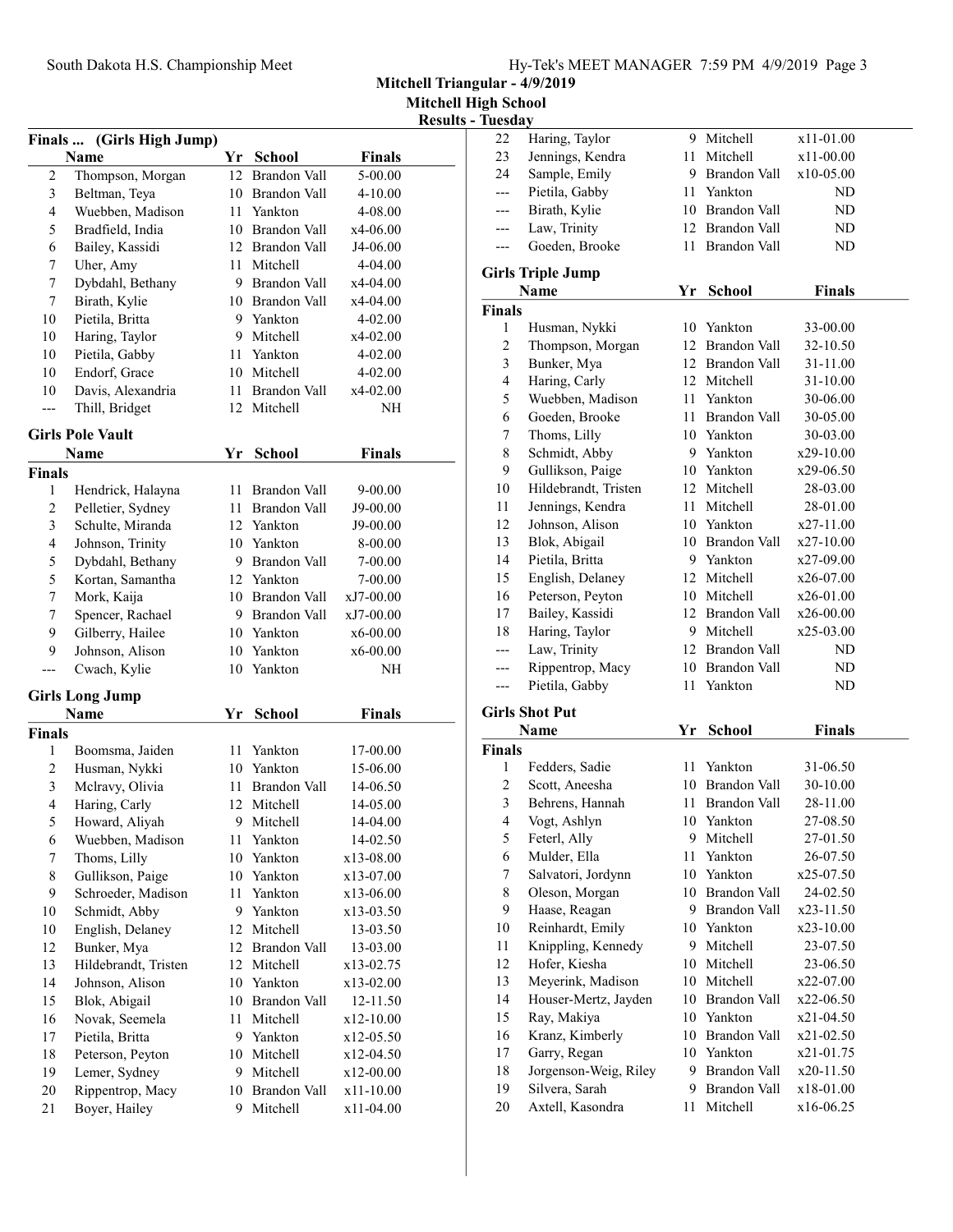Mitchell Triangular - 4/9/2019
Mitchell High School
Results - Tuesday

## Finals ... (Girls High Jump)

| | Name | Yr | School | Finals |
|---|---|---|---|---|
| 2 | Thompson, Morgan | 12 | Brandon Vall | 5-00.00 |
| 3 | Beltman, Teya | 10 | Brandon Vall | 4-10.00 |
| 4 | Wuebben, Madison | 11 | Yankton | 4-08.00 |
| 5 | Bradfield, India | 10 | Brandon Vall | x4-06.00 |
| 6 | Bailey, Kassidi | 12 | Brandon Vall | J4-06.00 |
| 7 | Uher, Amy | 11 | Mitchell | 4-04.00 |
| 7 | Dybdahl, Bethany | 9 | Brandon Vall | x4-04.00 |
| 7 | Birath, Kylie | 10 | Brandon Vall | x4-04.00 |
| 10 | Pietila, Britta | 9 | Yankton | 4-02.00 |
| 10 | Haring, Taylor | 9 | Mitchell | x4-02.00 |
| 10 | Pietila, Gabby | 11 | Yankton | 4-02.00 |
| 10 | Endorf, Grace | 10 | Mitchell | 4-02.00 |
| 10 | Davis, Alexandria | 11 | Brandon Vall | x4-02.00 |
| --- | Thill, Bridget | 12 | Mitchell | NH |

## Girls Pole Vault

| | Name | Yr | School | Finals |
|---|---|---|---|---|
| **Finals** | | | | |
| 1 | Hendrick, Halayna | 11 | Brandon Vall | 9-00.00 |
| 2 | Pelletier, Sydney | 11 | Brandon Vall | J9-00.00 |
| 3 | Schulte, Miranda | 12 | Yankton | J9-00.00 |
| 4 | Johnson, Trinity | 10 | Yankton | 8-00.00 |
| 5 | Dybdahl, Bethany | 9 | Brandon Vall | 7-00.00 |
| 5 | Kortan, Samantha | 12 | Yankton | 7-00.00 |
| 7 | Mork, Kaija | 10 | Brandon Vall | xJ7-00.00 |
| 7 | Spencer, Rachael | 9 | Brandon Vall | xJ7-00.00 |
| 9 | Gilberry, Hailee | 10 | Yankton | x6-00.00 |
| 9 | Johnson, Alison | 10 | Yankton | x6-00.00 |
| --- | Cwach, Kylie | 10 | Yankton | NH |

## Girls Long Jump

| | Name | Yr | School | Finals |
|---|---|---|---|---|
| **Finals** | | | | |
| 1 | Boomsma, Jaiden | 11 | Yankton | 17-00.00 |
| 2 | Husman, Nykki | 10 | Yankton | 15-06.00 |
| 3 | Mclravy, Olivia | 11 | Brandon Vall | 14-06.50 |
| 4 | Haring, Carly | 12 | Mitchell | 14-05.00 |
| 5 | Howard, Aliyah | 9 | Mitchell | 14-04.00 |
| 6 | Wuebben, Madison | 11 | Yankton | 14-02.50 |
| 7 | Thoms, Lilly | 10 | Yankton | x13-08.00 |
| 8 | Gullikson, Paige | 10 | Yankton | x13-07.00 |
| 9 | Schroeder, Madison | 11 | Yankton | x13-06.00 |
| 10 | Schmidt, Abby | 9 | Yankton | x13-03.50 |
| 10 | English, Delaney | 12 | Mitchell | 13-03.50 |
| 12 | Bunker, Mya | 12 | Brandon Vall | 13-03.00 |
| 13 | Hildebrandt, Tristen | 12 | Mitchell | x13-02.75 |
| 14 | Johnson, Alison | 10 | Yankton | x13-02.00 |
| 15 | Blok, Abigail | 10 | Brandon Vall | 12-11.50 |
| 16 | Novak, Seemela | 11 | Mitchell | x12-10.00 |
| 17 | Pietila, Britta | 9 | Yankton | x12-05.50 |
| 18 | Peterson, Peyton | 10 | Mitchell | x12-04.50 |
| 19 | Lemer, Sydney | 9 | Mitchell | x12-00.00 |
| 20 | Rippentrop, Macy | 10 | Brandon Vall | x11-10.00 |
| 21 | Boyer, Hailey | 9 | Mitchell | x11-04.00 |
| 22 | Haring, Taylor | 9 | Mitchell | x11-01.00 |
| 23 | Jennings, Kendra | 11 | Mitchell | x11-00.00 |
| 24 | Sample, Emily | 9 | Brandon Vall | x10-05.00 |
| --- | Pietila, Gabby | 11 | Yankton | ND |
| --- | Birath, Kylie | 10 | Brandon Vall | ND |
| --- | Law, Trinity | 12 | Brandon Vall | ND |
| --- | Goeden, Brooke | 11 | Brandon Vall | ND |

## Girls Triple Jump

| | Name | Yr | School | Finals |
|---|---|---|---|---|
| **Finals** | | | | |
| 1 | Husman, Nykki | 10 | Yankton | 33-00.00 |
| 2 | Thompson, Morgan | 12 | Brandon Vall | 32-10.50 |
| 3 | Bunker, Mya | 12 | Brandon Vall | 31-11.00 |
| 4 | Haring, Carly | 12 | Mitchell | 31-10.00 |
| 5 | Wuebben, Madison | 11 | Yankton | 30-06.00 |
| 6 | Goeden, Brooke | 11 | Brandon Vall | 30-05.00 |
| 7 | Thoms, Lilly | 10 | Yankton | 30-03.00 |
| 8 | Schmidt, Abby | 9 | Yankton | x29-10.00 |
| 9 | Gullikson, Paige | 10 | Yankton | x29-06.50 |
| 10 | Hildebrandt, Tristen | 12 | Mitchell | 28-03.00 |
| 11 | Jennings, Kendra | 11 | Mitchell | 28-01.00 |
| 12 | Johnson, Alison | 10 | Yankton | x27-11.00 |
| 13 | Blok, Abigail | 10 | Brandon Vall | x27-10.00 |
| 14 | Pietila, Britta | 9 | Yankton | x27-09.00 |
| 15 | English, Delaney | 12 | Mitchell | x26-07.00 |
| 16 | Peterson, Peyton | 10 | Mitchell | x26-01.00 |
| 17 | Bailey, Kassidi | 12 | Brandon Vall | x26-00.00 |
| 18 | Haring, Taylor | 9 | Mitchell | x25-03.00 |
| --- | Law, Trinity | 12 | Brandon Vall | ND |
| --- | Rippentrop, Macy | 10 | Brandon Vall | ND |
| --- | Pietila, Gabby | 11 | Yankton | ND |

## Girls Shot Put

| | Name | Yr | School | Finals |
|---|---|---|---|---|
| **Finals** | | | | |
| 1 | Fedders, Sadie | 11 | Yankton | 31-06.50 |
| 2 | Scott, Aneesha | 10 | Brandon Vall | 30-10.00 |
| 3 | Behrens, Hannah | 11 | Brandon Vall | 28-11.00 |
| 4 | Vogt, Ashlyn | 10 | Yankton | 27-08.50 |
| 5 | Feterl, Ally | 9 | Mitchell | 27-01.50 |
| 6 | Mulder, Ella | 11 | Yankton | 26-07.50 |
| 7 | Salvatori, Jordynn | 10 | Yankton | x25-07.50 |
| 8 | Oleson, Morgan | 10 | Brandon Vall | 24-02.50 |
| 9 | Haase, Reagan | 9 | Brandon Vall | x23-11.50 |
| 10 | Reinhardt, Emily | 10 | Yankton | x23-10.00 |
| 11 | Knippling, Kennedy | 9 | Mitchell | 23-07.50 |
| 12 | Hofer, Kiesha | 10 | Mitchell | 23-06.50 |
| 13 | Meyerink, Madison | 10 | Mitchell | x22-07.00 |
| 14 | Houser-Mertz, Jayden | 10 | Brandon Vall | x22-06.50 |
| 15 | Ray, Makiya | 10 | Yankton | x21-04.50 |
| 16 | Kranz, Kimberly | 10 | Brandon Vall | x21-02.50 |
| 17 | Garry, Regan | 10 | Yankton | x21-01.75 |
| 18 | Jorgenson-Weig, Riley | 9 | Brandon Vall | x20-11.50 |
| 19 | Silvera, Sarah | 9 | Brandon Vall | x18-01.00 |
| 20 | Axtell, Kasondra | 11 | Mitchell | x16-06.25 |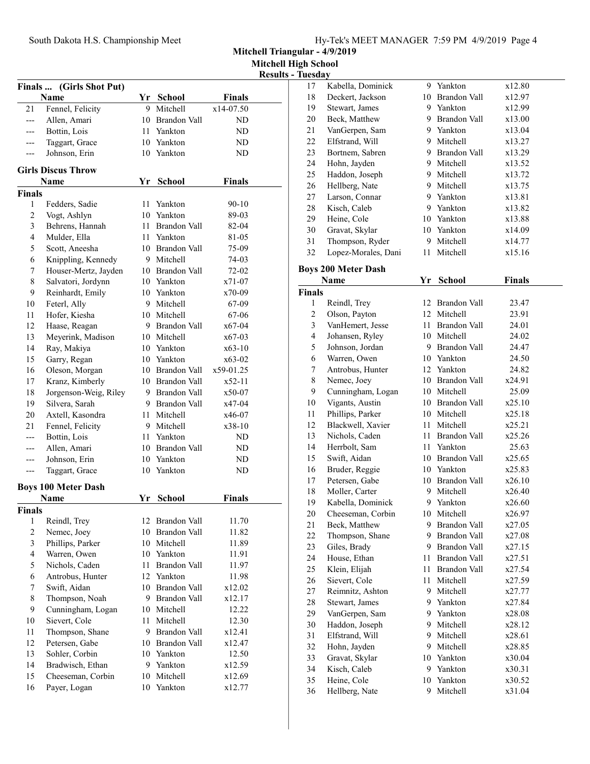## Mitchell Triangular - 4/9/2019

**Mitchell High School**

**Results - Tuesday**

### Finals ... (Girls Shot Put)

| | Name | Yr | School | Finals |
|---|---|---|---|---|
| 21 | Fennel, Felicity | 9 | Mitchell | x14-07.50 |
| --- | Allen, Amari | 10 | Brandon Vall | ND |
| --- | Bottin, Lois | 11 | Yankton | ND |
| --- | Taggart, Grace | 10 | Yankton | ND |
| --- | Johnson, Erin | 10 | Yankton | ND |

### Girls Discus Throw

| | Name | Yr | School | Finals |
|---|---|---|---|---|
| **Finals** | | | | |
| 1 | Fedders, Sadie | 11 | Yankton | 90-10 |
| 2 | Vogt, Ashlyn | 10 | Yankton | 89-03 |
| 3 | Behrens, Hannah | 11 | Brandon Vall | 82-04 |
| 4 | Mulder, Ella | 11 | Yankton | 81-05 |
| 5 | Scott, Aneesha | 10 | Brandon Vall | 75-09 |
| 6 | Knippling, Kennedy | 9 | Mitchell | 74-03 |
| 7 | Houser-Mertz, Jayden | 10 | Brandon Vall | 72-02 |
| 8 | Salvatori, Jordynn | 10 | Yankton | x71-07 |
| 9 | Reinhardt, Emily | 10 | Yankton | x70-09 |
| 10 | Feterl, Ally | 9 | Mitchell | 67-09 |
| 11 | Hofer, Kiesha | 10 | Mitchell | 67-06 |
| 12 | Haase, Reagan | 9 | Brandon Vall | x67-04 |
| 13 | Meyerink, Madison | 10 | Mitchell | x67-03 |
| 14 | Ray, Makiya | 10 | Yankton | x63-10 |
| 15 | Garry, Regan | 10 | Yankton | x63-02 |
| 16 | Oleson, Morgan | 10 | Brandon Vall | x59-01.25 |
| 17 | Kranz, Kimberly | 10 | Brandon Vall | x52-11 |
| 18 | Jorgenson-Weig, Riley | 9 | Brandon Vall | x50-07 |
| 19 | Silvera, Sarah | 9 | Brandon Vall | x47-04 |
| 20 | Axtell, Kasondra | 11 | Mitchell | x46-07 |
| 21 | Fennel, Felicity | 9 | Mitchell | x38-10 |
| --- | Bottin, Lois | 11 | Yankton | ND |
| --- | Allen, Amari | 10 | Brandon Vall | ND |
| --- | Johnson, Erin | 10 | Yankton | ND |
| --- | Taggart, Grace | 10 | Yankton | ND |

### Boys 100 Meter Dash

| | Name | Yr | School | Finals |
|---|---|---|---|---|
| **Finals** | | | | |
| 1 | Reindl, Trey | 12 | Brandon Vall | 11.70 |
| 2 | Nemec, Joey | 10 | Brandon Vall | 11.82 |
| 3 | Phillips, Parker | 10 | Mitchell | 11.89 |
| 4 | Warren, Owen | 10 | Yankton | 11.91 |
| 5 | Nichols, Caden | 11 | Brandon Vall | 11.97 |
| 6 | Antrobus, Hunter | 12 | Yankton | 11.98 |
| 7 | Swift, Aidan | 10 | Brandon Vall | x12.02 |
| 8 | Thompson, Noah | 9 | Brandon Vall | x12.17 |
| 9 | Cunningham, Logan | 10 | Mitchell | 12.22 |
| 10 | Sievert, Cole | 11 | Mitchell | 12.30 |
| 11 | Thompson, Shane | 9 | Brandon Vall | x12.41 |
| 12 | Petersen, Gabe | 10 | Brandon Vall | x12.47 |
| 13 | Sohler, Corbin | 10 | Yankton | 12.50 |
| 14 | Bradwisch, Ethan | 9 | Yankton | x12.59 |
| 15 | Cheeseman, Corbin | 10 | Mitchell | x12.69 |
| 16 | Payer, Logan | 10 | Yankton | x12.77 |
| 17 | Kabella, Dominick | 9 | Yankton | x12.80 |
| 18 | Deckert, Jackson | 10 | Brandon Vall | x12.97 |
| 19 | Stewart, James | 9 | Yankton | x12.99 |
| 20 | Beck, Matthew | 9 | Brandon Vall | x13.00 |
| 21 | VanGerpen, Sam | 9 | Yankton | x13.04 |
| 22 | Elfstrand, Will | 9 | Mitchell | x13.27 |
| 23 | Bortnem, Sabren | 9 | Brandon Vall | x13.29 |
| 24 | Hohn, Jayden | 9 | Mitchell | x13.52 |
| 25 | Haddon, Joseph | 9 | Mitchell | x13.72 |
| 26 | Hellberg, Nate | 9 | Mitchell | x13.75 |
| 27 | Larson, Connar | 9 | Yankton | x13.81 |
| 28 | Kisch, Caleb | 9 | Yankton | x13.82 |
| 29 | Heine, Cole | 10 | Yankton | x13.88 |
| 30 | Gravat, Skylar | 10 | Yankton | x14.09 |
| 31 | Thompson, Ryder | 9 | Mitchell | x14.77 |
| 32 | Lopez-Morales, Dani | 11 | Mitchell | x15.16 |

### Boys 200 Meter Dash

| | Name | Yr | School | Finals |
|---|---|---|---|---|
| **Finals** | | | | |
| 1 | Reindl, Trey | 12 | Brandon Vall | 23.47 |
| 2 | Olson, Payton | 12 | Mitchell | 23.91 |
| 3 | VanHemert, Jesse | 11 | Brandon Vall | 24.01 |
| 4 | Johansen, Ryley | 10 | Mitchell | 24.02 |
| 5 | Johnson, Jordan | 9 | Brandon Vall | 24.47 |
| 6 | Warren, Owen | 10 | Yankton | 24.50 |
| 7 | Antrobus, Hunter | 12 | Yankton | 24.82 |
| 8 | Nemec, Joey | 10 | Brandon Vall | x24.91 |
| 9 | Cunningham, Logan | 10 | Mitchell | 25.09 |
| 10 | Vigants, Austin | 10 | Brandon Vall | x25.10 |
| 11 | Phillips, Parker | 10 | Mitchell | x25.18 |
| 12 | Blackwell, Xavier | 11 | Mitchell | x25.21 |
| 13 | Nichols, Caden | 11 | Brandon Vall | x25.26 |
| 14 | Herrbolt, Sam | 11 | Yankton | 25.63 |
| 15 | Swift, Aidan | 10 | Brandon Vall | x25.65 |
| 16 | Bruder, Reggie | 10 | Yankton | x25.83 |
| 17 | Petersen, Gabe | 10 | Brandon Vall | x26.10 |
| 18 | Moller, Carter | 9 | Mitchell | x26.40 |
| 19 | Kabella, Dominick | 9 | Yankton | x26.60 |
| 20 | Cheeseman, Corbin | 10 | Mitchell | x26.97 |
| 21 | Beck, Matthew | 9 | Brandon Vall | x27.05 |
| 22 | Thompson, Shane | 9 | Brandon Vall | x27.08 |
| 23 | Giles, Brady | 9 | Brandon Vall | x27.15 |
| 24 | House, Ethan | 11 | Brandon Vall | x27.51 |
| 25 | Klein, Elijah | 11 | Brandon Vall | x27.54 |
| 26 | Sievert, Cole | 11 | Mitchell | x27.59 |
| 27 | Reimnitz, Ashton | 9 | Mitchell | x27.77 |
| 28 | Stewart, James | 9 | Yankton | x27.84 |
| 29 | VanGerpen, Sam | 9 | Yankton | x28.08 |
| 30 | Haddon, Joseph | 9 | Mitchell | x28.12 |
| 31 | Elfstrand, Will | 9 | Mitchell | x28.61 |
| 32 | Hohn, Jayden | 9 | Mitchell | x28.85 |
| 33 | Gravat, Skylar | 10 | Yankton | x30.04 |
| 34 | Kisch, Caleb | 9 | Yankton | x30.31 |
| 35 | Heine, Cole | 10 | Yankton | x30.52 |
| 36 | Hellberg, Nate | 9 | Mitchell | x31.04 |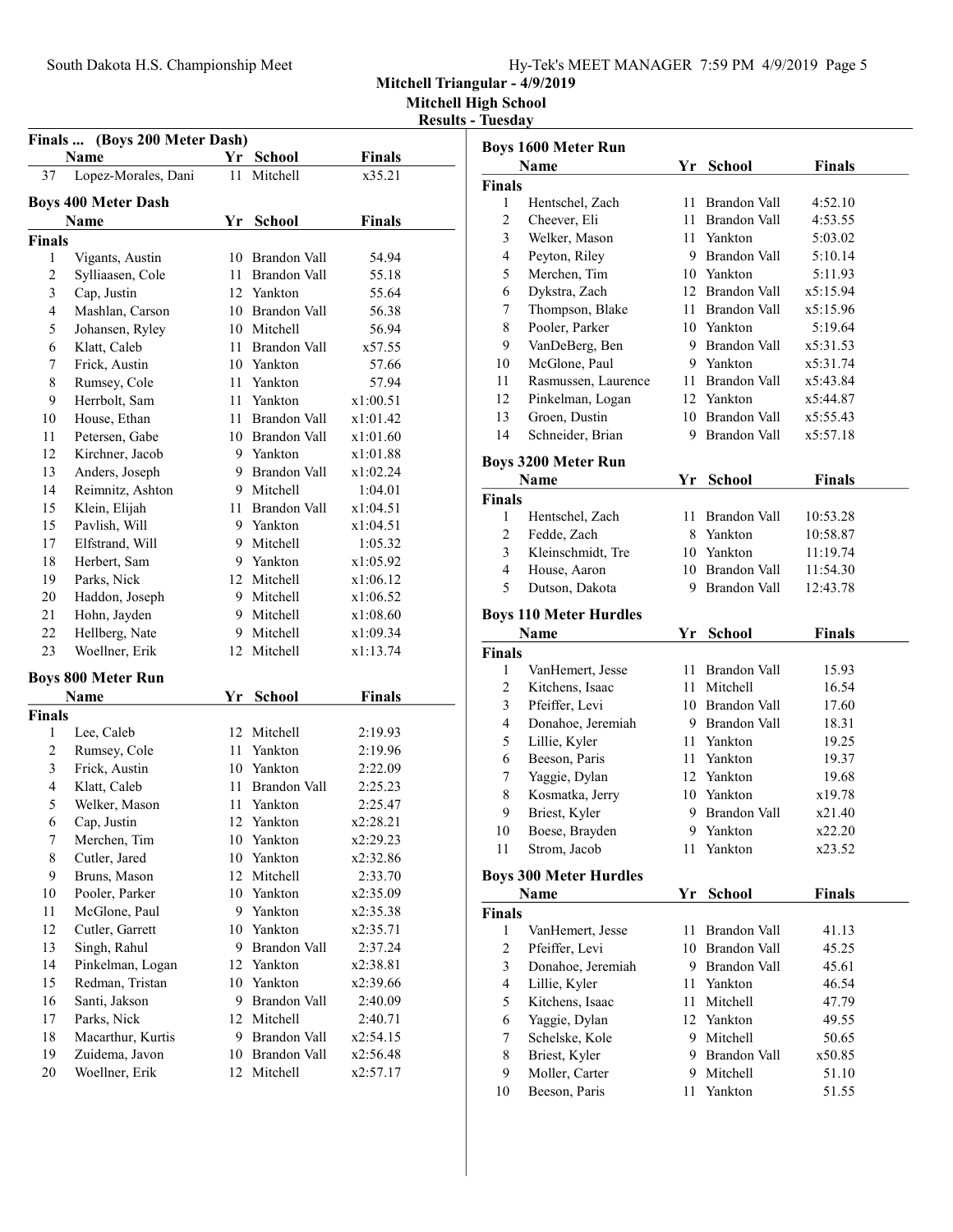## Mitchell Triangular - 4/9/2019

### Mitchell High School

### Results - Tuesday

**Finals ... (Boys 200 Meter Dash)**

| | Name | Yr | School | Finals |
|---|---|---|---|---|
| 37 | Lopez-Morales, Dani | 11 | Mitchell | x35.21 |

**Boys 400 Meter Dash**

| | Name | Yr | School | Finals |
|---|---|---|---|---|
| **Finals** | | | | |
| 1 | Vigants, Austin | 10 | Brandon Vall | 54.94 |
| 2 | Sylliaasen, Cole | 11 | Brandon Vall | 55.18 |
| 3 | Cap, Justin | 12 | Yankton | 55.64 |
| 4 | Mashlan, Carson | 10 | Brandon Vall | 56.38 |
| 5 | Johansen, Ryley | 10 | Mitchell | 56.94 |
| 6 | Klatt, Caleb | 11 | Brandon Vall | x57.55 |
| 7 | Frick, Austin | 10 | Yankton | 57.66 |
| 8 | Rumsey, Cole | 11 | Yankton | 57.94 |
| 9 | Herrbolt, Sam | 11 | Yankton | x1:00.51 |
| 10 | House, Ethan | 11 | Brandon Vall | x1:01.42 |
| 11 | Petersen, Gabe | 10 | Brandon Vall | x1:01.60 |
| 12 | Kirchner, Jacob | 9 | Yankton | x1:01.88 |
| 13 | Anders, Joseph | 9 | Brandon Vall | x1:02.24 |
| 14 | Reimnitz, Ashton | 9 | Mitchell | 1:04.01 |
| 15 | Klein, Elijah | 11 | Brandon Vall | x1:04.51 |
| 15 | Pavlish, Will | 9 | Yankton | x1:04.51 |
| 17 | Elfstrand, Will | 9 | Mitchell | 1:05.32 |
| 18 | Herbert, Sam | 9 | Yankton | x1:05.92 |
| 19 | Parks, Nick | 12 | Mitchell | x1:06.12 |
| 20 | Haddon, Joseph | 9 | Mitchell | x1:06.52 |
| 21 | Hohn, Jayden | 9 | Mitchell | x1:08.60 |
| 22 | Hellberg, Nate | 9 | Mitchell | x1:09.34 |
| 23 | Woellner, Erik | 12 | Mitchell | x1:13.74 |

**Boys 800 Meter Run**

| | Name | Yr | School | Finals |
|---|---|---|---|---|
| **Finals** | | | | |
| 1 | Lee, Caleb | 12 | Mitchell | 2:19.93 |
| 2 | Rumsey, Cole | 11 | Yankton | 2:19.96 |
| 3 | Frick, Austin | 10 | Yankton | 2:22.09 |
| 4 | Klatt, Caleb | 11 | Brandon Vall | 2:25.23 |
| 5 | Welker, Mason | 11 | Yankton | 2:25.47 |
| 6 | Cap, Justin | 12 | Yankton | x2:28.21 |
| 7 | Merchen, Tim | 10 | Yankton | x2:29.23 |
| 8 | Cutler, Jared | 10 | Yankton | x2:32.86 |
| 9 | Bruns, Mason | 12 | Mitchell | 2:33.70 |
| 10 | Pooler, Parker | 10 | Yankton | x2:35.09 |
| 11 | McGlone, Paul | 9 | Yankton | x2:35.38 |
| 12 | Cutler, Garrett | 10 | Yankton | x2:35.71 |
| 13 | Singh, Rahul | 9 | Brandon Vall | 2:37.24 |
| 14 | Pinkelman, Logan | 12 | Yankton | x2:38.81 |
| 15 | Redman, Tristan | 10 | Yankton | x2:39.66 |
| 16 | Santi, Jakson | 9 | Brandon Vall | 2:40.09 |
| 17 | Parks, Nick | 12 | Mitchell | 2:40.71 |
| 18 | Macarthur, Kurtis | 9 | Brandon Vall | x2:54.15 |
| 19 | Zuidema, Javon | 10 | Brandon Vall | x2:56.48 |
| 20 | Woellner, Erik | 12 | Mitchell | x2:57.17 |

**Boys 1600 Meter Run**

| | Name | Yr | School | Finals |
|---|---|---|---|---|
| **Finals** | | | | |
| 1 | Hentschel, Zach | 11 | Brandon Vall | 4:52.10 |
| 2 | Cheever, Eli | 11 | Brandon Vall | 4:53.55 |
| 3 | Welker, Mason | 11 | Yankton | 5:03.02 |
| 4 | Peyton, Riley | 9 | Brandon Vall | 5:10.14 |
| 5 | Merchen, Tim | 10 | Yankton | 5:11.93 |
| 6 | Dykstra, Zach | 12 | Brandon Vall | x5:15.94 |
| 7 | Thompson, Blake | 11 | Brandon Vall | x5:15.96 |
| 8 | Pooler, Parker | 10 | Yankton | 5:19.64 |
| 9 | VanDeBerg, Ben | 9 | Brandon Vall | x5:31.53 |
| 10 | McGlone, Paul | 9 | Yankton | x5:31.74 |
| 11 | Rasmussen, Laurence | 11 | Brandon Vall | x5:43.84 |
| 12 | Pinkelman, Logan | 12 | Yankton | x5:44.87 |
| 13 | Groen, Dustin | 10 | Brandon Vall | x5:55.43 |
| 14 | Schneider, Brian | 9 | Brandon Vall | x5:57.18 |

**Boys 3200 Meter Run**

| | Name | Yr | School | Finals |
|---|---|---|---|---|
| **Finals** | | | | |
| 1 | Hentschel, Zach | 11 | Brandon Vall | 10:53.28 |
| 2 | Fedde, Zach | 8 | Yankton | 10:58.87 |
| 3 | Kleinschmidt, Tre | 10 | Yankton | 11:19.74 |
| 4 | House, Aaron | 10 | Brandon Vall | 11:54.30 |
| 5 | Dutson, Dakota | 9 | Brandon Vall | 12:43.78 |

**Boys 110 Meter Hurdles**

| | Name | Yr | School | Finals |
|---|---|---|---|---|
| **Finals** | | | | |
| 1 | VanHemert, Jesse | 11 | Brandon Vall | 15.93 |
| 2 | Kitchens, Isaac | 11 | Mitchell | 16.54 |
| 3 | Pfeiffer, Levi | 10 | Brandon Vall | 17.60 |
| 4 | Donahoe, Jeremiah | 9 | Brandon Vall | 18.31 |
| 5 | Lillie, Kyler | 11 | Yankton | 19.25 |
| 6 | Beeson, Paris | 11 | Yankton | 19.37 |
| 7 | Yaggie, Dylan | 12 | Yankton | 19.68 |
| 8 | Kosmatka, Jerry | 10 | Yankton | x19.78 |
| 9 | Briest, Kyler | 9 | Brandon Vall | x21.40 |
| 10 | Boese, Brayden | 9 | Yankton | x22.20 |
| 11 | Strom, Jacob | 11 | Yankton | x23.52 |

**Boys 300 Meter Hurdles**

| | Name | Yr | School | Finals |
|---|---|---|---|---|
| **Finals** | | | | |
| 1 | VanHemert, Jesse | 11 | Brandon Vall | 41.13 |
| 2 | Pfeiffer, Levi | 10 | Brandon Vall | 45.25 |
| 3 | Donahoe, Jeremiah | 9 | Brandon Vall | 45.61 |
| 4 | Lillie, Kyler | 11 | Yankton | 46.54 |
| 5 | Kitchens, Isaac | 11 | Mitchell | 47.79 |
| 6 | Yaggie, Dylan | 12 | Yankton | 49.55 |
| 7 | Schelske, Kole | 9 | Mitchell | 50.65 |
| 8 | Briest, Kyler | 9 | Brandon Vall | x50.85 |
| 9 | Moller, Carter | 9 | Mitchell | 51.10 |
| 10 | Beeson, Paris | 11 | Yankton | 51.55 |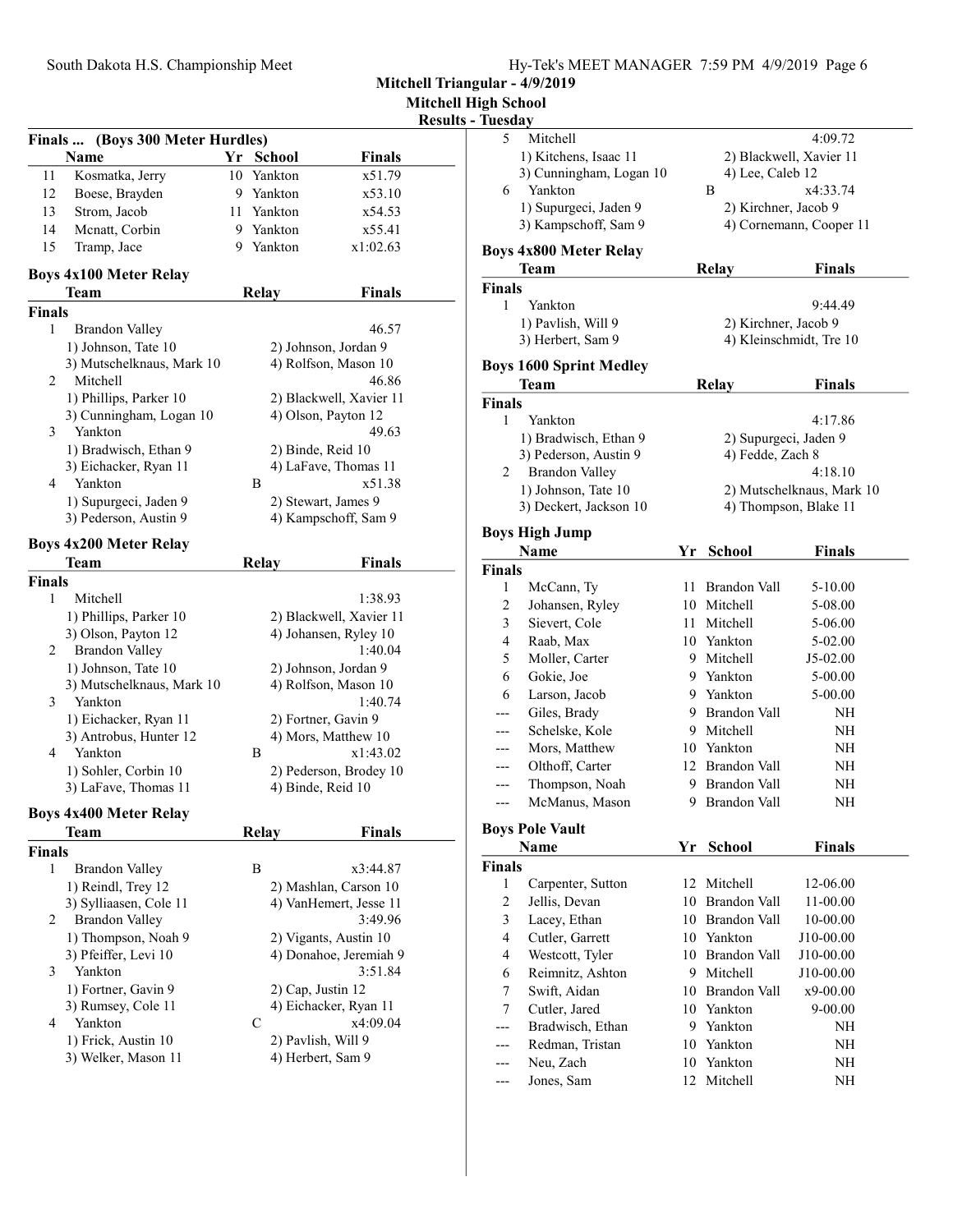## Finals ... (Boys 300 Meter Hurdles)

| | Name | Yr | School | Finals |
|---|---|---|---|---|
| 11 | Kosmatka, Jerry | 10 | Yankton | x51.79 |
| 12 | Boese, Brayden | 9 | Yankton | x53.10 |
| 13 | Strom, Jacob | 11 | Yankton | x54.53 |
| 14 | Mcnatt, Corbin | 9 | Yankton | x55.41 |
| 15 | Tramp, Jace | 9 | Yankton | x1:02.63 |

## Boys 4x100 Meter Relay

| | Team | Relay | Finals |
|---|---|---|---|
| **Finals** | | | |
| 1 | Brandon Valley | | 46.57 |
| | 1) Johnson, Tate 10 | 2) Johnson, Jordan 9 | |
| | 3) Mutschelknaus, Mark 10 | 4) Rolfson, Mason 10 | |
| 2 | Mitchell | | 46.86 |
| | 1) Phillips, Parker 10 | 2) Blackwell, Xavier 11 | |
| | 3) Cunningham, Logan 10 | 4) Olson, Payton 12 | |
| 3 | Yankton | | 49.63 |
| | 1) Bradwisch, Ethan 9 | 2) Binde, Reid 10 | |
| | 3) Eichacker, Ryan 11 | 4) LaFave, Thomas 11 | |
| 4 | Yankton | B | x51.38 |
| | 1) Supurgeci, Jaden 9 | 2) Stewart, James 9 | |
| | 3) Pederson, Austin 9 | 4) Kampschoff, Sam 9 | |

## Boys 4x200 Meter Relay

| | Team | Relay | Finals |
|---|---|---|---|
| **Finals** | | | |
| 1 | Mitchell | | 1:38.93 |
| | 1) Phillips, Parker 10 | 2) Blackwell, Xavier 11 | |
| | 3) Olson, Payton 12 | 4) Johansen, Ryley 10 | |
| 2 | Brandon Valley | | 1:40.04 |
| | 1) Johnson, Tate 10 | 2) Johnson, Jordan 9 | |
| | 3) Mutschelknaus, Mark 10 | 4) Rolfson, Mason 10 | |
| 3 | Yankton | | 1:40.74 |
| | 1) Eichacker, Ryan 11 | 2) Fortner, Gavin 9 | |
| | 3) Antrobus, Hunter 12 | 4) Mors, Matthew 10 | |
| 4 | Yankton | B | x1:43.02 |
| | 1) Sohler, Corbin 10 | 2) Pederson, Brodey 10 | |
| | 3) LaFave, Thomas 11 | 4) Binde, Reid 10 | |

## Boys 4x400 Meter Relay

| | Team | Relay | Finals |
|---|---|---|---|
| **Finals** | | | |
| 1 | Brandon Valley | B | x3:44.87 |
| | 1) Reindl, Trey 12 | 2) Mashlan, Carson 10 | |
| | 3) Sylliaasen, Cole 11 | 4) VanHemert, Jesse 11 | |
| 2 | Brandon Valley | | 3:49.96 |
| | 1) Thompson, Noah 9 | 2) Vigants, Austin 10 | |
| | 3) Pfeiffer, Levi 10 | 4) Donahoe, Jeremiah 9 | |
| 3 | Yankton | | 3:51.84 |
| | 1) Fortner, Gavin 9 | 2) Cap, Justin 12 | |
| | 3) Rumsey, Cole 11 | 4) Eichacker, Ryan 11 | |
| 4 | Yankton | C | x4:09.04 |
| | 1) Frick, Austin 10 | 2) Pavlish, Will 9 | |
| | 3) Welker, Mason 11 | 4) Herbert, Sam 9 | |
| 5 | Mitchell | | 4:09.72 |
| | 1) Kitchens, Isaac 11 | 2) Blackwell, Xavier 11 | |
| | 3) Cunningham, Logan 10 | 4) Lee, Caleb 12 | |
| 6 | Yankton | B | x4:33.74 |
| | 1) Supurgeci, Jaden 9 | 2) Kirchner, Jacob 9 | |
| | 3) Kampschoff, Sam 9 | 4) Cornemann, Cooper 11 | |

## Boys 4x800 Meter Relay

| | Team | Relay | Finals |
|---|---|---|---|
| **Finals** | | | |
| 1 | Yankton | | 9:44.49 |
| | 1) Pavlish, Will 9 | 2) Kirchner, Jacob 9 | |
| | 3) Herbert, Sam 9 | 4) Kleinschmidt, Tre 10 | |

## Boys 1600 Sprint Medley

| | Team | Relay | Finals |
|---|---|---|---|
| **Finals** | | | |
| 1 | Yankton | | 4:17.86 |
| | 1) Bradwisch, Ethan 9 | 2) Supurgeci, Jaden 9 | |
| | 3) Pederson, Austin 9 | 4) Fedde, Zach 8 | |
| 2 | Brandon Valley | | 4:18.10 |
| | 1) Johnson, Tate 10 | 2) Mutschelknaus, Mark 10 | |
| | 3) Deckert, Jackson 10 | 4) Thompson, Blake 11 | |

## Boys High Jump

| | Name | Yr | School | Finals |
|---|---|---|---|---|
| **Finals** | | | | |
| 1 | McCann, Ty | 11 | Brandon Vall | 5-10.00 |
| 2 | Johansen, Ryley | 10 | Mitchell | 5-08.00 |
| 3 | Sievert, Cole | 11 | Mitchell | 5-06.00 |
| 4 | Raab, Max | 10 | Yankton | 5-02.00 |
| 5 | Moller, Carter | 9 | Mitchell | J5-02.00 |
| 6 | Gokie, Joe | 9 | Yankton | 5-00.00 |
| 6 | Larson, Jacob | 9 | Yankton | 5-00.00 |
| --- | Giles, Brady | 9 | Brandon Vall | NH |
| --- | Schelske, Kole | 9 | Mitchell | NH |
| --- | Mors, Matthew | 10 | Yankton | NH |
| --- | Olthoff, Carter | 12 | Brandon Vall | NH |
| --- | Thompson, Noah | 9 | Brandon Vall | NH |
| --- | McManus, Mason | 9 | Brandon Vall | NH |

## Boys Pole Vault

| | Name | Yr | School | Finals |
|---|---|---|---|---|
| **Finals** | | | | |
| 1 | Carpenter, Sutton | 12 | Mitchell | 12-06.00 |
| 2 | Jellis, Devan | 10 | Brandon Vall | 11-00.00 |
| 3 | Lacey, Ethan | 10 | Brandon Vall | 10-00.00 |
| 4 | Cutler, Garrett | 10 | Yankton | J10-00.00 |
| 4 | Westcott, Tyler | 10 | Brandon Vall | J10-00.00 |
| 6 | Reimnitz, Ashton | 9 | Mitchell | J10-00.00 |
| 7 | Swift, Aidan | 10 | Brandon Vall | x9-00.00 |
| 7 | Cutler, Jared | 10 | Yankton | 9-00.00 |
| --- | Bradwisch, Ethan | 9 | Yankton | NH |
| --- | Redman, Tristan | 10 | Yankton | NH |
| --- | Neu, Zach | 10 | Yankton | NH |
| --- | Jones, Sam | 12 | Mitchell | NH |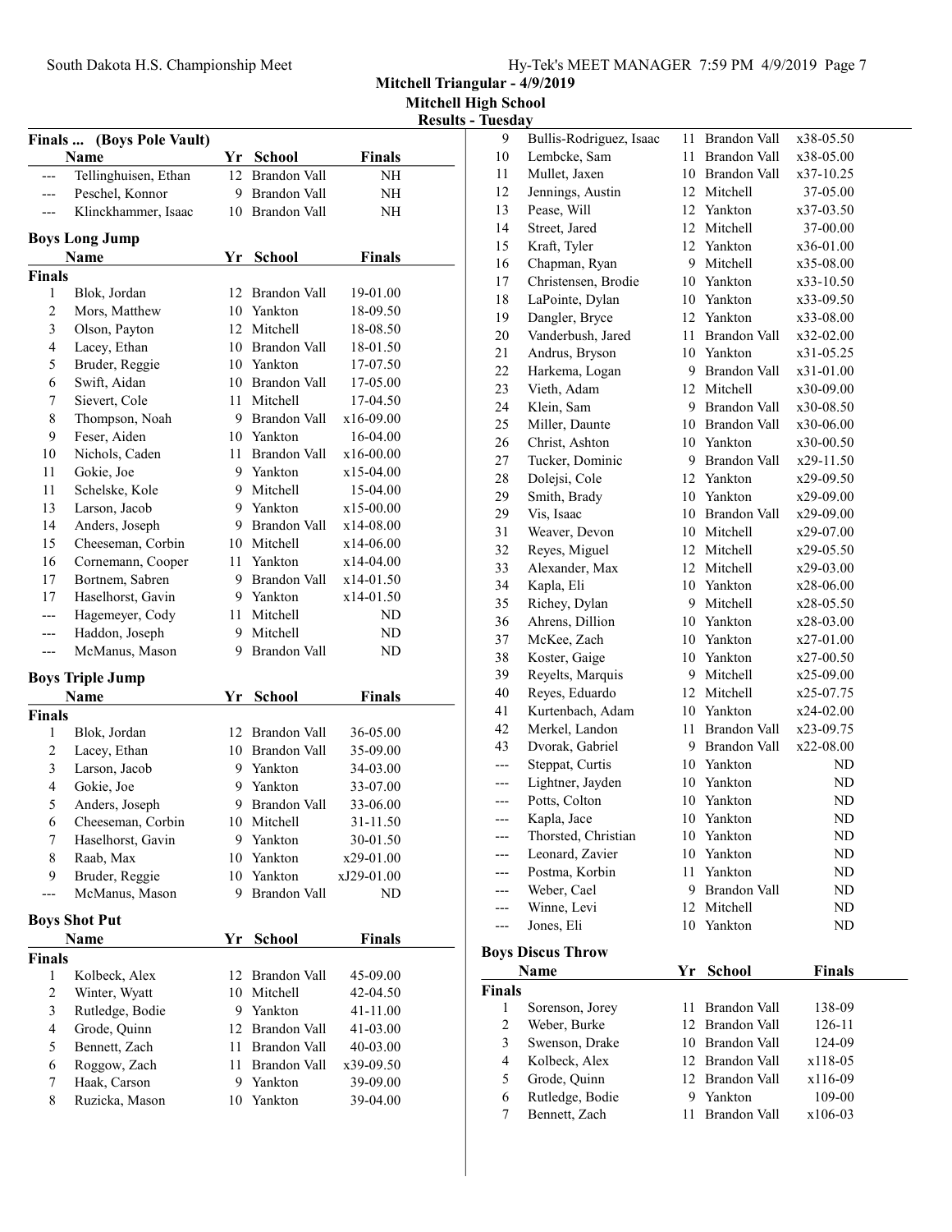Mitchell Triangular - 4/9/2019
Mitchell High School
Results - Tuesday

### Finals ... (Boys Pole Vault)

| | Name | Yr | School | Finals |
|---|---|---|---|---|
| --- | Tellinghuisen, Ethan | 12 | Brandon Vall | NH |
| --- | Peschel, Konnor | 9 | Brandon Vall | NH |
| --- | Klinckhammer, Isaac | 10 | Brandon Vall | NH |

### Boys Long Jump

| | Name | Yr | School | Finals |
|---|---|---|---|---|
| **Finals** | | | | |
| 1 | Blok, Jordan | 12 | Brandon Vall | 19-01.00 |
| 2 | Mors, Matthew | 10 | Yankton | 18-09.50 |
| 3 | Olson, Payton | 12 | Mitchell | 18-08.50 |
| 4 | Lacey, Ethan | 10 | Brandon Vall | 18-01.50 |
| 5 | Bruder, Reggie | 10 | Yankton | 17-07.50 |
| 6 | Swift, Aidan | 10 | Brandon Vall | 17-05.00 |
| 7 | Sievert, Cole | 11 | Mitchell | 17-04.50 |
| 8 | Thompson, Noah | 9 | Brandon Vall | x16-09.00 |
| 9 | Feser, Aiden | 10 | Yankton | 16-04.00 |
| 10 | Nichols, Caden | 11 | Brandon Vall | x16-00.00 |
| 11 | Gokie, Joe | 9 | Yankton | x15-04.00 |
| 11 | Schelske, Kole | 9 | Mitchell | 15-04.00 |
| 13 | Larson, Jacob | 9 | Yankton | x15-00.00 |
| 14 | Anders, Joseph | 9 | Brandon Vall | x14-08.00 |
| 15 | Cheeseman, Corbin | 10 | Mitchell | x14-06.00 |
| 16 | Cornemann, Cooper | 11 | Yankton | x14-04.00 |
| 17 | Bortnem, Sabren | 9 | Brandon Vall | x14-01.50 |
| 17 | Haselhorst, Gavin | 9 | Yankton | x14-01.50 |
| --- | Hagemeyer, Cody | 11 | Mitchell | ND |
| --- | Haddon, Joseph | 9 | Mitchell | ND |
| --- | McManus, Mason | 9 | Brandon Vall | ND |

### Boys Triple Jump

| | Name | Yr | School | Finals |
|---|---|---|---|---|
| **Finals** | | | | |
| 1 | Blok, Jordan | 12 | Brandon Vall | 36-05.00 |
| 2 | Lacey, Ethan | 10 | Brandon Vall | 35-09.00 |
| 3 | Larson, Jacob | 9 | Yankton | 34-03.00 |
| 4 | Gokie, Joe | 9 | Yankton | 33-07.00 |
| 5 | Anders, Joseph | 9 | Brandon Vall | 33-06.00 |
| 6 | Cheeseman, Corbin | 10 | Mitchell | 31-11.50 |
| 7 | Haselhorst, Gavin | 9 | Yankton | 30-01.50 |
| 8 | Raab, Max | 10 | Yankton | x29-01.00 |
| 9 | Bruder, Reggie | 10 | Yankton | xJ29-01.00 |
| --- | McManus, Mason | 9 | Brandon Vall | ND |

### Boys Shot Put

| | Name | Yr | School | Finals |
|---|---|---|---|---|
| **Finals** | | | | |
| 1 | Kolbeck, Alex | 12 | Brandon Vall | 45-09.00 |
| 2 | Winter, Wyatt | 10 | Mitchell | 42-04.50 |
| 3 | Rutledge, Bodie | 9 | Yankton | 41-11.00 |
| 4 | Grode, Quinn | 12 | Brandon Vall | 41-03.00 |
| 5 | Bennett, Zach | 11 | Brandon Vall | 40-03.00 |
| 6 | Roggow, Zach | 11 | Brandon Vall | x39-09.50 |
| 7 | Haak, Carson | 9 | Yankton | 39-09.00 |
| 8 | Ruzicka, Mason | 10 | Yankton | 39-04.00 |
| 9 | Bullis-Rodriguez, Isaac | 11 | Brandon Vall | x38-05.50 |
| 10 | Lembcke, Sam | 11 | Brandon Vall | x38-05.00 |
| 11 | Mullet, Jaxen | 10 | Brandon Vall | x37-10.25 |
| 12 | Jennings, Austin | 12 | Mitchell | 37-05.00 |
| 13 | Pease, Will | 12 | Yankton | x37-03.50 |
| 14 | Street, Jared | 12 | Mitchell | 37-00.00 |
| 15 | Kraft, Tyler | 12 | Yankton | x36-01.00 |
| 16 | Chapman, Ryan | 9 | Mitchell | x35-08.00 |
| 17 | Christensen, Brodie | 10 | Yankton | x33-10.50 |
| 18 | LaPointe, Dylan | 10 | Yankton | x33-09.50 |
| 19 | Dangler, Bryce | 12 | Yankton | x33-08.00 |
| 20 | Vanderbush, Jared | 11 | Brandon Vall | x32-02.00 |
| 21 | Andrus, Bryson | 10 | Yankton | x31-05.25 |
| 22 | Harkema, Logan | 9 | Brandon Vall | x31-01.00 |
| 23 | Vieth, Adam | 12 | Mitchell | x30-09.00 |
| 24 | Klein, Sam | 9 | Brandon Vall | x30-08.50 |
| 25 | Miller, Daunte | 10 | Brandon Vall | x30-06.00 |
| 26 | Christ, Ashton | 10 | Yankton | x30-00.50 |
| 27 | Tucker, Dominic | 9 | Brandon Vall | x29-11.50 |
| 28 | Dolejsi, Cole | 12 | Yankton | x29-09.50 |
| 29 | Smith, Brady | 10 | Yankton | x29-09.00 |
| 29 | Vis, Isaac | 10 | Brandon Vall | x29-09.00 |
| 31 | Weaver, Devon | 10 | Mitchell | x29-07.00 |
| 32 | Reyes, Miguel | 12 | Mitchell | x29-05.50 |
| 33 | Alexander, Max | 12 | Mitchell | x29-03.00 |
| 34 | Kapla, Eli | 10 | Yankton | x28-06.00 |
| 35 | Richey, Dylan | 9 | Mitchell | x28-05.50 |
| 36 | Ahrens, Dillion | 10 | Yankton | x28-03.00 |
| 37 | McKee, Zach | 10 | Yankton | x27-01.00 |
| 38 | Koster, Gaige | 10 | Yankton | x27-00.50 |
| 39 | Reyelts, Marquis | 9 | Mitchell | x25-09.00 |
| 40 | Reyes, Eduardo | 12 | Mitchell | x25-07.75 |
| 41 | Kurtenbach, Adam | 10 | Yankton | x24-02.00 |
| 42 | Merkel, Landon | 11 | Brandon Vall | x23-09.75 |
| 43 | Dvorak, Gabriel | 9 | Brandon Vall | x22-08.00 |
| --- | Steppat, Curtis | 10 | Yankton | ND |
| --- | Lightner, Jayden | 10 | Yankton | ND |
| --- | Potts, Colton | 10 | Yankton | ND |
| --- | Kapla, Jace | 10 | Yankton | ND |
| --- | Thorsted, Christian | 10 | Yankton | ND |
| --- | Leonard, Zavier | 10 | Yankton | ND |
| --- | Postma, Korbin | 11 | Yankton | ND |
| --- | Weber, Cael | 9 | Brandon Vall | ND |
| --- | Winne, Levi | 12 | Mitchell | ND |
| --- | Jones, Eli | 10 | Yankton | ND |

### Boys Discus Throw

| | Name | Yr | School | Finals |
|---|---|---|---|---|
| **Finals** | | | | |
| 1 | Sorenson, Jorey | 11 | Brandon Vall | 138-09 |
| 2 | Weber, Burke | 12 | Brandon Vall | 126-11 |
| 3 | Swenson, Drake | 10 | Brandon Vall | 124-09 |
| 4 | Kolbeck, Alex | 12 | Brandon Vall | x118-05 |
| 5 | Grode, Quinn | 12 | Brandon Vall | x116-09 |
| 6 | Rutledge, Bodie | 9 | Yankton | 109-00 |
| 7 | Bennett, Zach | 11 | Brandon Vall | x106-03 |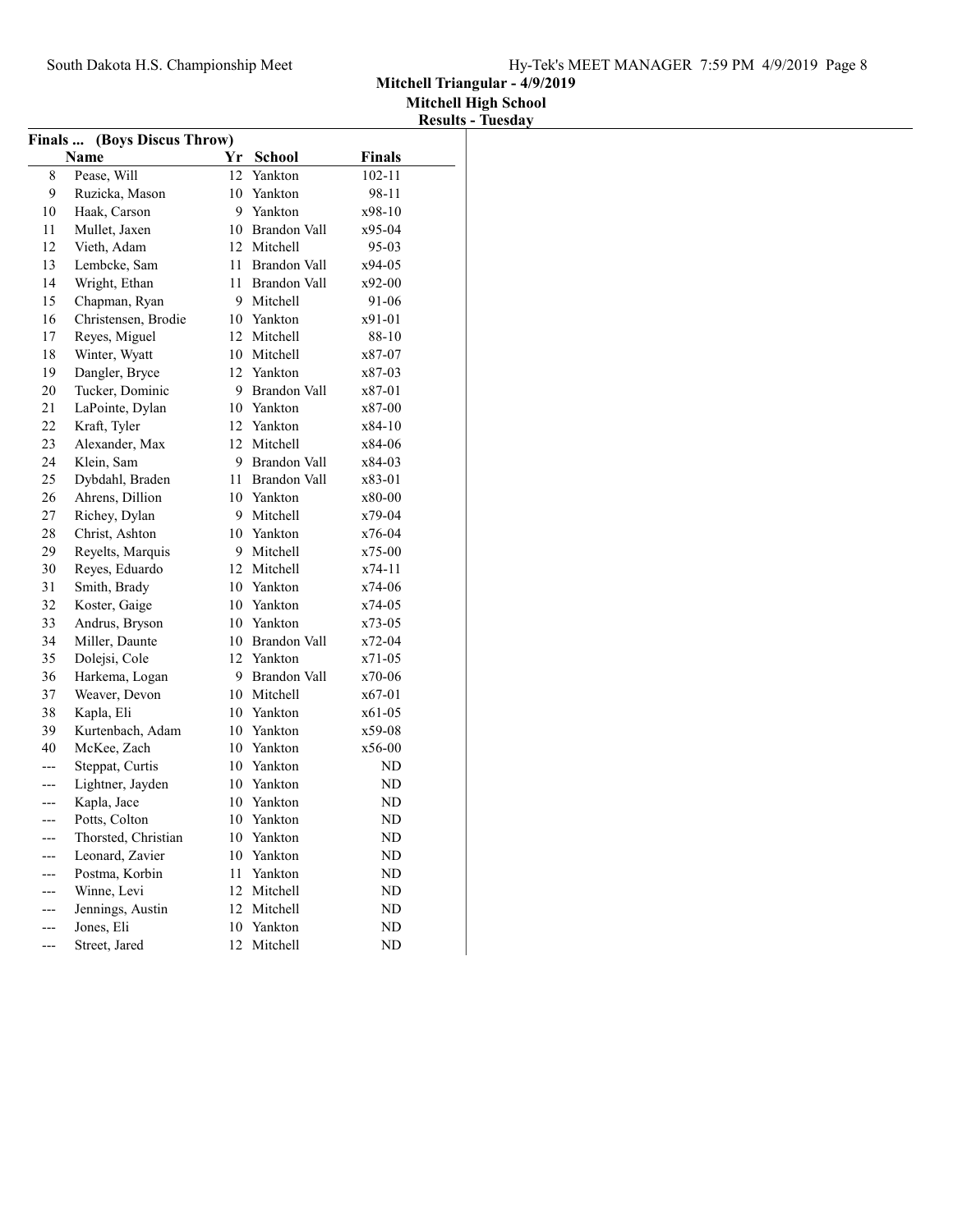## Mitchell Triangular - 4/9/2019
### Mitchell High School
### Results - Tuesday

**Finals ... (Boys Discus Throw)**

| | Name | Yr | School | Finals |
|---|---|---|---|---|
| 8 | Pease, Will | 12 | Yankton | 102-11 |
| 9 | Ruzicka, Mason | 10 | Yankton | 98-11 |
| 10 | Haak, Carson | 9 | Yankton | x98-10 |
| 11 | Mullet, Jaxen | 10 | Brandon Vall | x95-04 |
| 12 | Vieth, Adam | 12 | Mitchell | 95-03 |
| 13 | Lembcke, Sam | 11 | Brandon Vall | x94-05 |
| 14 | Wright, Ethan | 11 | Brandon Vall | x92-00 |
| 15 | Chapman, Ryan | 9 | Mitchell | 91-06 |
| 16 | Christensen, Brodie | 10 | Yankton | x91-01 |
| 17 | Reyes, Miguel | 12 | Mitchell | 88-10 |
| 18 | Winter, Wyatt | 10 | Mitchell | x87-07 |
| 19 | Dangler, Bryce | 12 | Yankton | x87-03 |
| 20 | Tucker, Dominic | 9 | Brandon Vall | x87-01 |
| 21 | LaPointe, Dylan | 10 | Yankton | x87-00 |
| 22 | Kraft, Tyler | 12 | Yankton | x84-10 |
| 23 | Alexander, Max | 12 | Mitchell | x84-06 |
| 24 | Klein, Sam | 9 | Brandon Vall | x84-03 |
| 25 | Dybdahl, Braden | 11 | Brandon Vall | x83-01 |
| 26 | Ahrens, Dillion | 10 | Yankton | x80-00 |
| 27 | Richey, Dylan | 9 | Mitchell | x79-04 |
| 28 | Christ, Ashton | 10 | Yankton | x76-04 |
| 29 | Reyelts, Marquis | 9 | Mitchell | x75-00 |
| 30 | Reyes, Eduardo | 12 | Mitchell | x74-11 |
| 31 | Smith, Brady | 10 | Yankton | x74-06 |
| 32 | Koster, Gaige | 10 | Yankton | x74-05 |
| 33 | Andrus, Bryson | 10 | Yankton | x73-05 |
| 34 | Miller, Daunte | 10 | Brandon Vall | x72-04 |
| 35 | Dolejsi, Cole | 12 | Yankton | x71-05 |
| 36 | Harkema, Logan | 9 | Brandon Vall | x70-06 |
| 37 | Weaver, Devon | 10 | Mitchell | x67-01 |
| 38 | Kapla, Eli | 10 | Yankton | x61-05 |
| 39 | Kurtenbach, Adam | 10 | Yankton | x59-08 |
| 40 | McKee, Zach | 10 | Yankton | x56-00 |
| --- | Steppat, Curtis | 10 | Yankton | ND |
| --- | Lightner, Jayden | 10 | Yankton | ND |
| --- | Kapla, Jace | 10 | Yankton | ND |
| --- | Potts, Colton | 10 | Yankton | ND |
| --- | Thorsted, Christian | 10 | Yankton | ND |
| --- | Leonard, Zavier | 10 | Yankton | ND |
| --- | Postma, Korbin | 11 | Yankton | ND |
| --- | Winne, Levi | 12 | Mitchell | ND |
| --- | Jennings, Austin | 12 | Mitchell | ND |
| --- | Jones, Eli | 10 | Yankton | ND |
| --- | Street, Jared | 12 | Mitchell | ND |